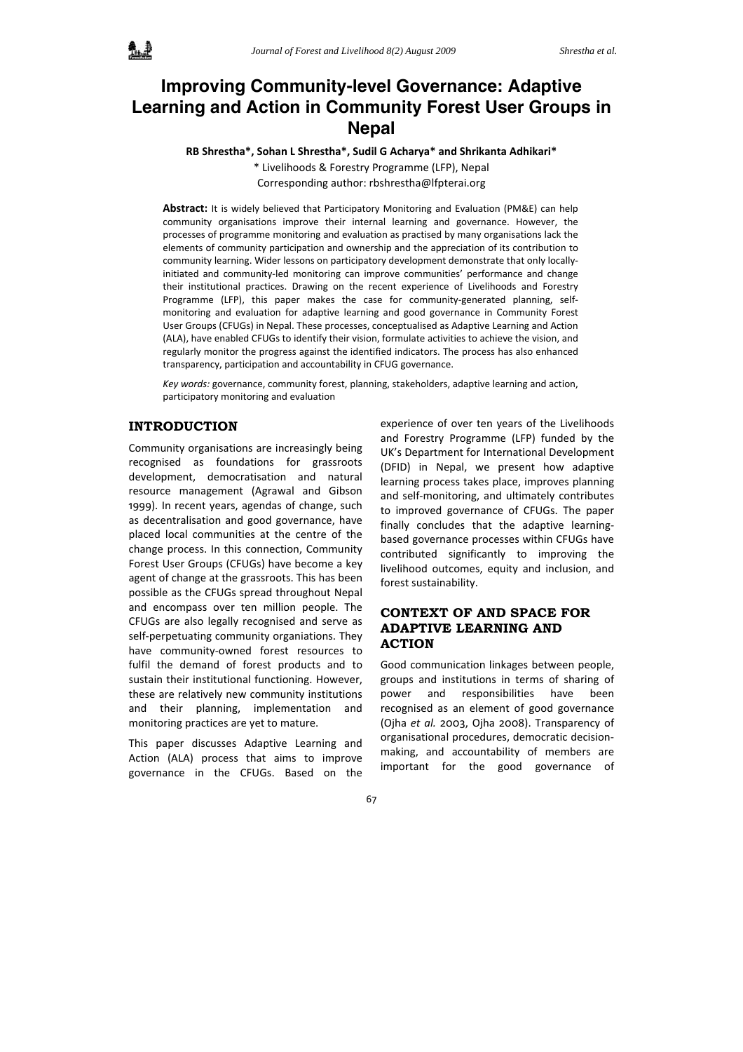# Improving Community-level Governance: Adaptive Learning and Action in Community Forest User Groups in Nepal

**RB Shrestha\*, Sohan L Shrestha\*, Sudil G Acharya\* and Shrikanta Adhikari\***

\* Livelihoods & Forestry Programme (LFP), Nepal

Corresponding author: rbshrestha@lfpterai.org

**Abstract:** It is widely believed that Participatory Monitoring and Evaluation (PM&E) can help community organisations improve their internal learning and governance. However, the processes of programme monitoring and evaluation as practised by many organisations lack the elements of community participation and ownership and the appreciation of its contribution to community learning. Wider lessons on participatory development demonstrate that only locally-initiated and community-led monitoring can improve communities' performance and change their institutional practices. Drawing on the recent experience of Livelihoods and Forestry Programme (LFP), this paper makes the case for community-generated planning, self-monitoring and evaluation for adaptive learning and good governance in Community Forest User Groups (CFUGs) in Nepal. These processes, conceptualised as Adaptive Learning and Action (ALA), have enabled CFUGs to identify their vision, formulate activities to achieve the vision, and regularly monitor the progress against the identified indicators. The process has also enhanced transparency, participation and accountability in CFUG governance.

*Key words:* governance, community forest, planning, stakeholders, adaptive learning and action, participatory monitoring and evaluation

## INTRODUCTION

Community organisations are increasingly being recognised as foundations for grassroots development, democratisation and natural resource management (Agrawal and Gibson 1999). In recent years, agendas of change, such as decentralisation and good governance, have placed local communities at the centre of the change process. In this connection, Community Forest User Groups (CFUGs) have become a key agent of change at the grassroots. This has been possible as the CFUGs spread throughout Nepal and encompass over ten million people. The CFUGs are also legally recognised and serve as self-perpetuating community organiations. They have community-owned forest resources to fulfil the demand of forest products and to sustain their institutional functioning. However, these are relatively new community institutions and their planning, implementation and monitoring practices are yet to mature.

This paper discusses Adaptive Learning and Action (ALA) process that aims to improve governance in the CFUGs. Based on the experience of over ten years of the Livelihoods and Forestry Programme (LFP) funded by the UK's Department for International Development (DFID) in Nepal, we present how adaptive learning process takes place, improves planning and self-monitoring, and ultimately contributes to improved governance of CFUGs. The paper finally concludes that the adaptive learning-based governance processes within CFUGs have contributed significantly to improving the livelihood outcomes, equity and inclusion, and forest sustainability.

## CONTEXT OF AND SPACE FOR ADAPTIVE LEARNING AND ACTION

Good communication linkages between people, groups and institutions in terms of sharing of power and responsibilities have been recognised as an element of good governance (Ojha *et al.* 2003, Ojha 2008). Transparency of organisational procedures, democratic decision-making, and accountability of members are important for the good governance of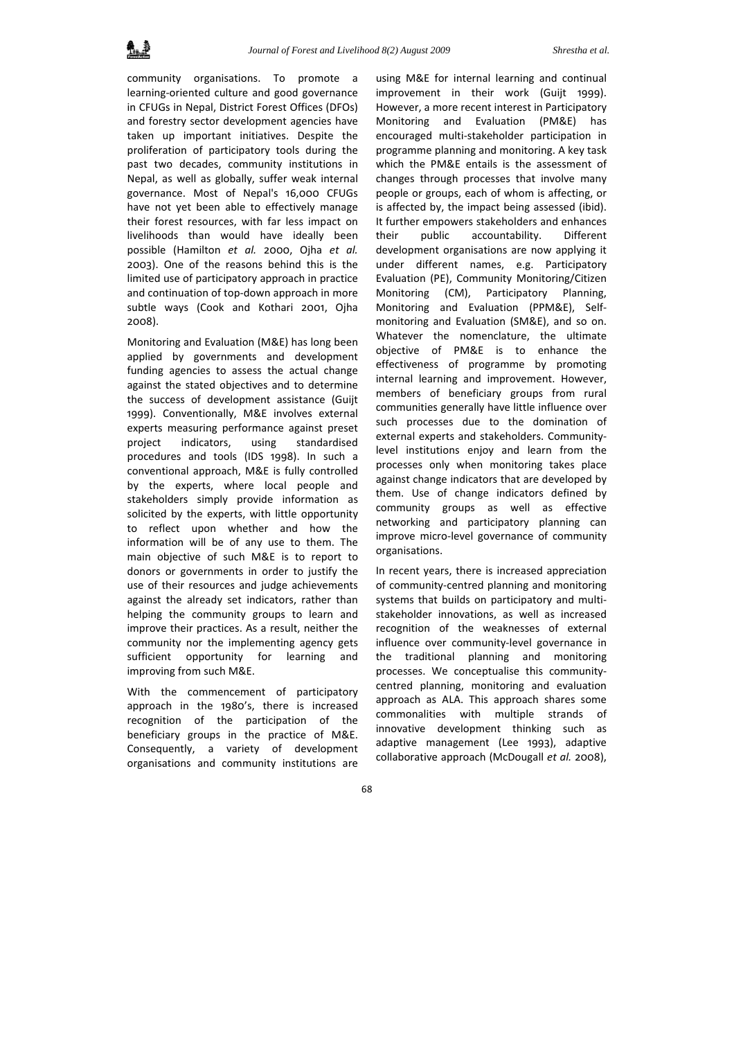community organisations. To promote a learning-oriented culture and good governance in CFUGs in Nepal, District Forest Offices (DFOs) and forestry sector development agencies have taken up important initiatives. Despite the proliferation of participatory tools during the past two decades, community institutions in Nepal, as well as globally, suffer weak internal governance. Most of Nepal's 16,000 CFUGs have not yet been able to effectively manage their forest resources, with far less impact on livelihoods than would have ideally been possible (Hamilton *et al.* 2000, Ojha *et al.* 2003). One of the reasons behind this is the limited use of participatory approach in practice and continuation of top-down approach in more subtle ways (Cook and Kothari 2001, Ojha 2008).

Monitoring and Evaluation (M&E) has long been applied by governments and development funding agencies to assess the actual change against the stated objectives and to determine the success of development assistance (Guijt 1999). Conventionally, M&E involves external experts measuring performance against preset project indicators, using standardised procedures and tools (IDS 1998). In such a conventional approach, M&E is fully controlled by the experts, where local people and stakeholders simply provide information as solicited by the experts, with little opportunity to reflect upon whether and how the information will be of any use to them. The main objective of such M&E is to report to donors or governments in order to justify the use of their resources and judge achievements against the already set indicators, rather than helping the community groups to learn and improve their practices. As a result, neither the community nor the implementing agency gets sufficient opportunity for learning and improving from such M&E.

With the commencement of participatory approach in the 1980's, there is increased recognition of the participation of the beneficiary groups in the practice of M&E. Consequently, a variety of development organisations and community institutions are using M&E for internal learning and continual improvement in their work (Guijt 1999). However, a more recent interest in Participatory Monitoring and Evaluation (PM&E) has encouraged multi-stakeholder participation in programme planning and monitoring. A key task which the PM&E entails is the assessment of changes through processes that involve many people or groups, each of whom is affecting, or is affected by, the impact being assessed (ibid). It further empowers stakeholders and enhances their public accountability. Different development organisations are now applying it under different names, e.g. Participatory Evaluation (PE), Community Monitoring/Citizen Monitoring (CM), Participatory Planning, Monitoring and Evaluation (PPM&E), Self-monitoring and Evaluation (SM&E), and so on. Whatever the nomenclature, the ultimate objective of PM&E is to enhance the effectiveness of programme by promoting internal learning and improvement. However, members of beneficiary groups from rural communities generally have little influence over such processes due to the domination of external experts and stakeholders. Community-level institutions enjoy and learn from the processes only when monitoring takes place against change indicators that are developed by them. Use of change indicators defined by community groups as well as effective networking and participatory planning can improve micro-level governance of community organisations.

In recent years, there is increased appreciation of community-centred planning and monitoring systems that builds on participatory and multi-stakeholder innovations, as well as increased recognition of the weaknesses of external influence over community-level governance in the traditional planning and monitoring processes. We conceptualise this community-centred planning, monitoring and evaluation approach as ALA. This approach shares some commonalities with multiple strands of innovative development thinking such as adaptive management (Lee 1993), adaptive collaborative approach (McDougall *et al.* 2008),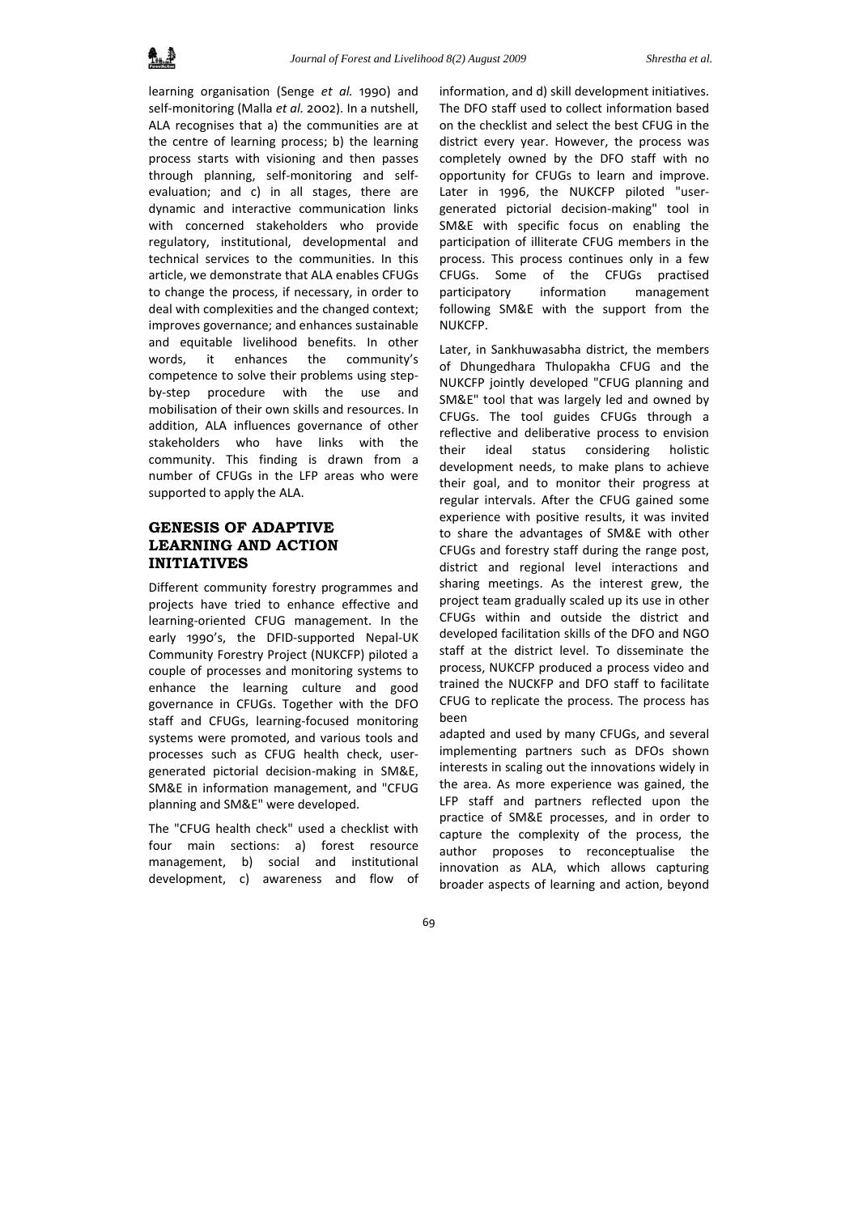learning organisation (Senge *et al.* 1990) and self-monitoring (Malla *et al.* 2002). In a nutshell, ALA recognises that a) the communities are at the centre of learning process; b) the learning process starts with visioning and then passes through planning, self-monitoring and self-evaluation; and c) in all stages, there are dynamic and interactive communication links with concerned stakeholders who provide regulatory, institutional, developmental and technical services to the communities. In this article, we demonstrate that ALA enables CFUGs to change the process, if necessary, in order to deal with complexities and the changed context; improves governance; and enhances sustainable and equitable livelihood benefits. In other words, it enhances the community's competence to solve their problems using step-by-step procedure with the use and mobilisation of their own skills and resources. In addition, ALA influences governance of other stakeholders who have links with the community. This finding is drawn from a number of CFUGs in the LFP areas who were supported to apply the ALA.

## GENESIS OF ADAPTIVE LEARNING AND ACTION INITIATIVES

Different community forestry programmes and projects have tried to enhance effective and learning-oriented CFUG management. In the early 1990's, the DFID-supported Nepal-UK Community Forestry Project (NUKCFP) piloted a couple of processes and monitoring systems to enhance the learning culture and good governance in CFUGs. Together with the DFO staff and CFUGs, learning-focused monitoring systems were promoted, and various tools and processes such as CFUG health check, user-generated pictorial decision-making in SM&E, SM&E in information management, and "CFUG planning and SM&E" were developed.

The "CFUG health check" used a checklist with four main sections: a) forest resource management, b) social and institutional development, c) awareness and flow of information, and d) skill development initiatives. The DFO staff used to collect information based on the checklist and select the best CFUG in the district every year. However, the process was completely owned by the DFO staff with no opportunity for CFUGs to learn and improve. Later in 1996, the NUKCFP piloted "user-generated pictorial decision-making" tool in SM&E with specific focus on enabling the participation of illiterate CFUG members in the process. This process continues only in a few CFUGs. Some of the CFUGs practised participatory information management following SM&E with the support from the NUKCFP.

Later, in Sankhuwasabha district, the members of Dhungedhara Thulopakha CFUG and the NUKCFP jointly developed "CFUG planning and SM&E" tool that was largely led and owned by CFUGs. The tool guides CFUGs through a reflective and deliberative process to envision their ideal status considering holistic development needs, to make plans to achieve their goal, and to monitor their progress at regular intervals. After the CFUG gained some experience with positive results, it was invited to share the advantages of SM&E with other CFUGs and forestry staff during the range post, district and regional level interactions and sharing meetings. As the interest grew, the project team gradually scaled up its use in other CFUGs within and outside the district and developed facilitation skills of the DFO and NGO staff at the district level. To disseminate the process, NUKCFP produced a process video and trained the NUCKFP and DFO staff to facilitate CFUG to replicate the process. The process has been adapted and used by many CFUGs, and several implementing partners such as DFOs shown interests in scaling out the innovations widely in the area. As more experience was gained, the LFP staff and partners reflected upon the practice of SM&E processes, and in order to capture the complexity of the process, the author proposes to reconceptualise the innovation as ALA, which allows capturing broader aspects of learning and action, beyond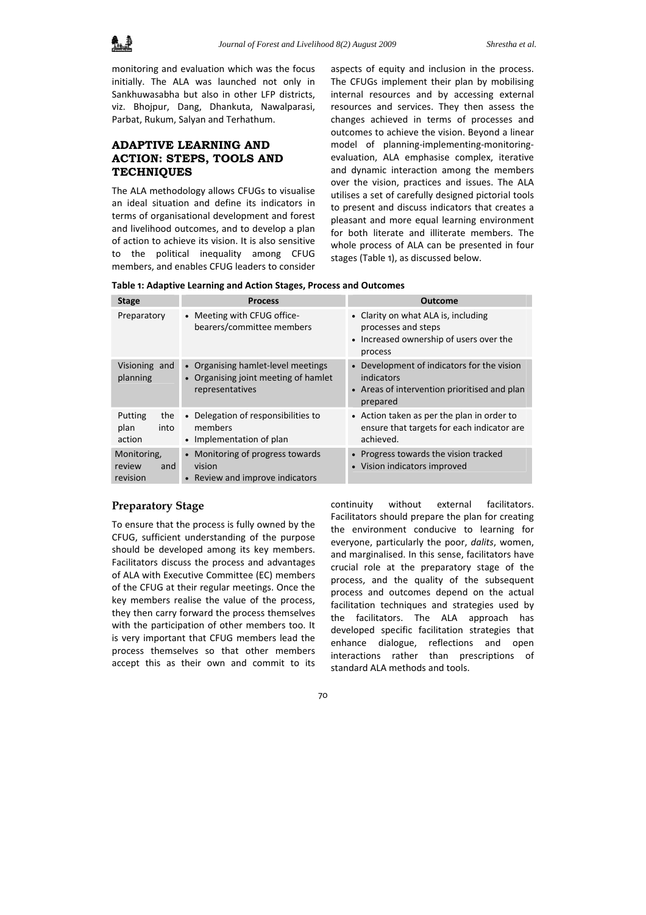monitoring and evaluation which was the focus initially. The ALA was launched not only in Sankhuwasabha but also in other LFP districts, viz. Bhojpur, Dang, Dhankuta, Nawalparasi, Parbat, Rukum, Salyan and Terhathum.

## ADAPTIVE LEARNING AND ACTION: STEPS, TOOLS AND TECHNIQUES

The ALA methodology allows CFUGs to visualise an ideal situation and define its indicators in terms of organisational development and forest and livelihood outcomes, and to develop a plan of action to achieve its vision. It is also sensitive to the political inequality among CFUG members, and enables CFUG leaders to consider aspects of equity and inclusion in the process. The CFUGs implement their plan by mobilising internal resources and by accessing external resources and services. They then assess the changes achieved in terms of processes and outcomes to achieve the vision. Beyond a linear model of planning-implementing-monitoring-evaluation, ALA emphasise complex, iterative and dynamic interaction among the members over the vision, practices and issues. The ALA utilises a set of carefully designed pictorial tools to present and discuss indicators that creates a pleasant and more equal learning environment for both literate and illiterate members. The whole process of ALA can be presented in four stages (Table 1), as discussed below.

**Table 1: Adaptive Learning and Action Stages, Process and Outcomes**

| Stage | Process | Outcome |
|---|---|---|
| Preparatory | • Meeting with CFUG office-bearers/committee members | • Clarity on what ALA is, including processes and steps<br>• Increased ownership of users over the process |
| Visioning and planning | • Organising hamlet-level meetings<br>• Organising joint meeting of hamlet representatives | • Development of indicators for the vision indicators<br>• Areas of intervention prioritised and plan prepared |
| Putting the plan into action | • Delegation of responsibilities to members<br>• Implementation of plan | • Action taken as per the plan in order to ensure that targets for each indicator are achieved. |
| Monitoring, review and revision | • Monitoring of progress towards vision<br>• Review and improve indicators | • Progress towards the vision tracked<br>• Vision indicators improved |

### Preparatory Stage

To ensure that the process is fully owned by the CFUG, sufficient understanding of the purpose should be developed among its key members. Facilitators discuss the process and advantages of ALA with Executive Committee (EC) members of the CFUG at their regular meetings. Once the key members realise the value of the process, they then carry forward the process themselves with the participation of other members too. It is very important that CFUG members lead the process themselves so that other members accept this as their own and commit to its continuity without external facilitators. Facilitators should prepare the plan for creating the environment conducive to learning for everyone, particularly the poor, *dalits*, women, and marginalised. In this sense, facilitators have crucial role at the preparatory stage of the process, and the quality of the subsequent process and outcomes depend on the actual facilitation techniques and strategies used by the facilitators. The ALA approach has developed specific facilitation strategies that enhance dialogue, reflections and open interactions rather than prescriptions of standard ALA methods and tools.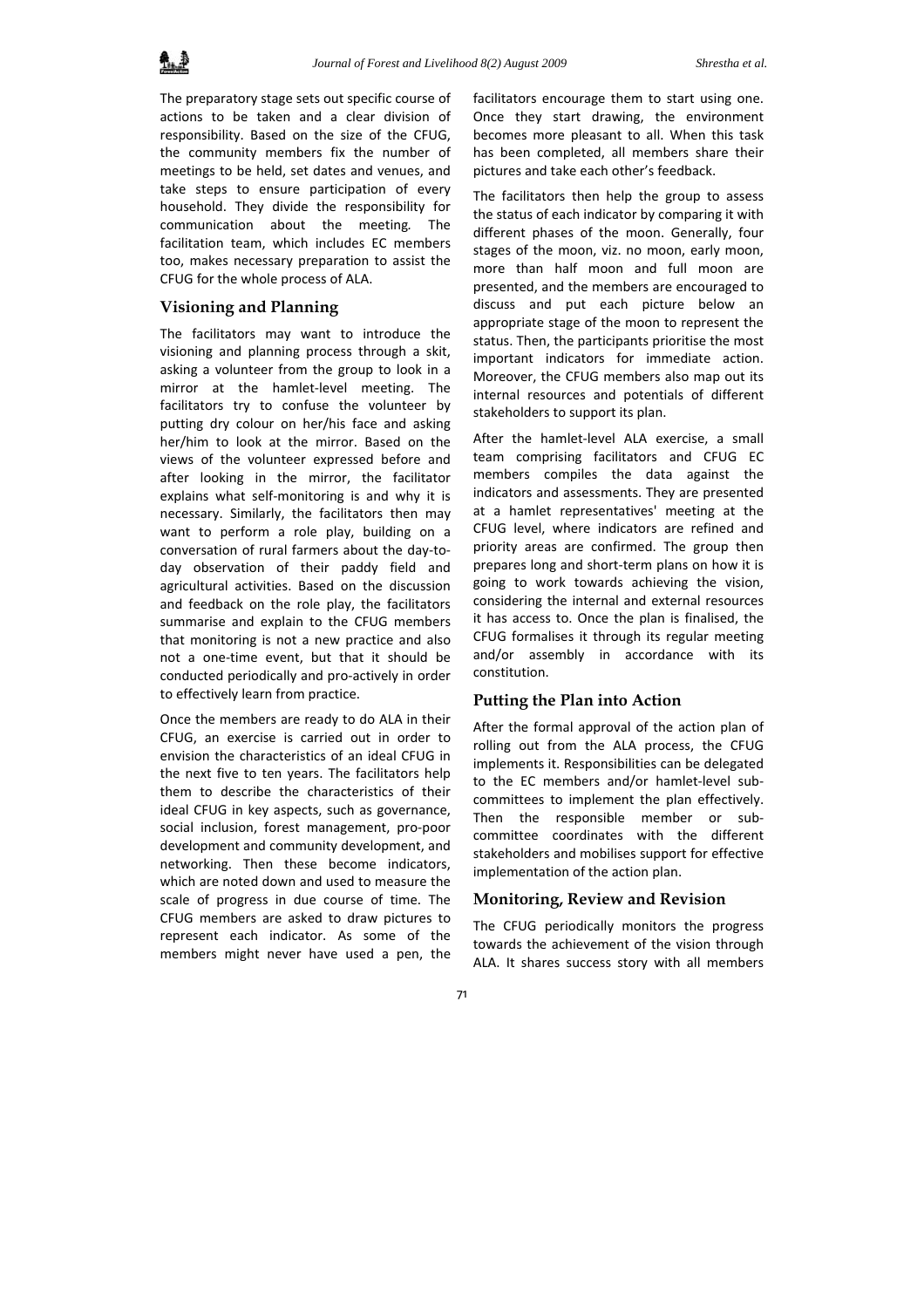The preparatory stage sets out specific course of actions to be taken and a clear division of responsibility. Based on the size of the CFUG, the community members fix the number of meetings to be held, set dates and venues, and take steps to ensure participation of every household. They divide the responsibility for communication about the meeting. The facilitation team, which includes EC members too, makes necessary preparation to assist the CFUG for the whole process of ALA.

## Visioning and Planning

The facilitators may want to introduce the visioning and planning process through a skit, asking a volunteer from the group to look in a mirror at the hamlet-level meeting. The facilitators try to confuse the volunteer by putting dry colour on her/his face and asking her/him to look at the mirror. Based on the views of the volunteer expressed before and after looking in the mirror, the facilitator explains what self-monitoring is and why it is necessary. Similarly, the facilitators then may want to perform a role play, building on a conversation of rural farmers about the day-to-day observation of their paddy field and agricultural activities. Based on the discussion and feedback on the role play, the facilitators summarise and explain to the CFUG members that monitoring is not a new practice and also not a one-time event, but that it should be conducted periodically and pro-actively in order to effectively learn from practice.

Once the members are ready to do ALA in their CFUG, an exercise is carried out in order to envision the characteristics of an ideal CFUG in the next five to ten years. The facilitators help them to describe the characteristics of their ideal CFUG in key aspects, such as governance, social inclusion, forest management, pro-poor development and community development, and networking. Then these become indicators, which are noted down and used to measure the scale of progress in due course of time. The CFUG members are asked to draw pictures to represent each indicator. As some of the members might never have used a pen, the facilitators encourage them to start using one. Once they start drawing, the environment becomes more pleasant to all. When this task has been completed, all members share their pictures and take each other's feedback.

The facilitators then help the group to assess the status of each indicator by comparing it with different phases of the moon. Generally, four stages of the moon, viz. no moon, early moon, more than half moon and full moon are presented, and the members are encouraged to discuss and put each picture below an appropriate stage of the moon to represent the status. Then, the participants prioritise the most important indicators for immediate action. Moreover, the CFUG members also map out its internal resources and potentials of different stakeholders to support its plan.

After the hamlet-level ALA exercise, a small team comprising facilitators and CFUG EC members compiles the data against the indicators and assessments. They are presented at a hamlet representatives' meeting at the CFUG level, where indicators are refined and priority areas are confirmed. The group then prepares long and short-term plans on how it is going to work towards achieving the vision, considering the internal and external resources it has access to. Once the plan is finalised, the CFUG formalises it through its regular meeting and/or assembly in accordance with its constitution.

## Putting the Plan into Action

After the formal approval of the action plan of rolling out from the ALA process, the CFUG implements it. Responsibilities can be delegated to the EC members and/or hamlet-level sub-committees to implement the plan effectively. Then the responsible member or sub-committee coordinates with the different stakeholders and mobilises support for effective implementation of the action plan.

## Monitoring, Review and Revision

The CFUG periodically monitors the progress towards the achievement of the vision through ALA. It shares success story with all members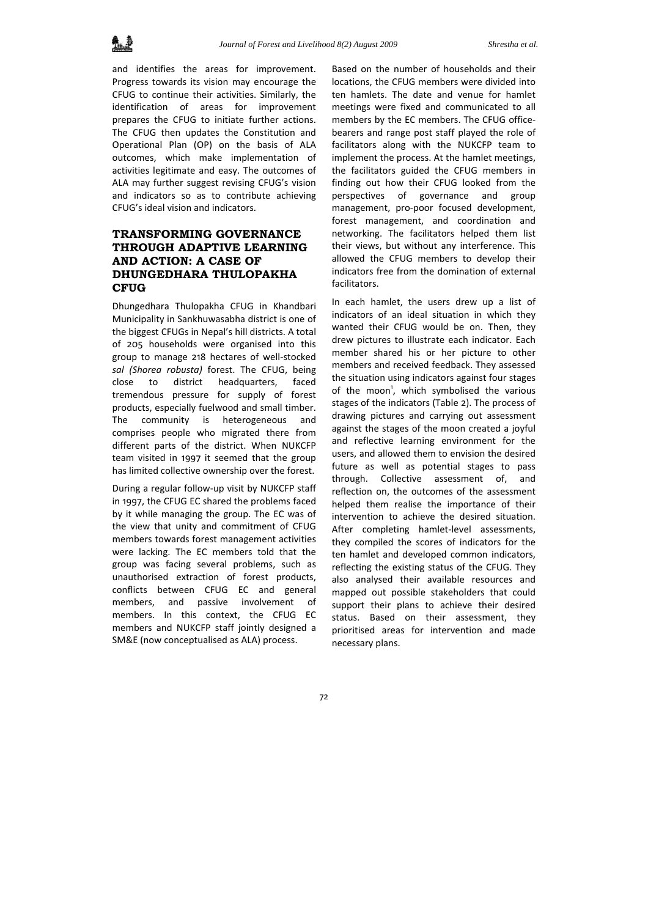and identifies the areas for improvement. Progress towards its vision may encourage the CFUG to continue their activities. Similarly, the identification of areas for improvement prepares the CFUG to initiate further actions. The CFUG then updates the Constitution and Operational Plan (OP) on the basis of ALA outcomes, which make implementation of activities legitimate and easy. The outcomes of ALA may further suggest revising CFUG's vision and indicators so as to contribute achieving CFUG's ideal vision and indicators.

## TRANSFORMING GOVERNANCE THROUGH ADAPTIVE LEARNING AND ACTION: A CASE OF DHUNGEDHARA THULOPAKHA CFUG

Dhungedhara Thulopakha CFUG in Khandbari Municipality in Sankhuwasabha district is one of the biggest CFUGs in Nepal's hill districts. A total of 205 households were organised into this group to manage 218 hectares of well-stocked *sal (Shorea robusta)* forest. The CFUG, being close to district headquarters, faced tremendous pressure for supply of forest products, especially fuelwood and small timber. The community is heterogeneous and comprises people who migrated there from different parts of the district. When NUKCFP team visited in 1997 it seemed that the group has limited collective ownership over the forest.

During a regular follow-up visit by NUKCFP staff in 1997, the CFUG EC shared the problems faced by it while managing the group. The EC was of the view that unity and commitment of CFUG members towards forest management activities were lacking. The EC members told that the group was facing several problems, such as unauthorised extraction of forest products, conflicts between CFUG EC and general members, and passive involvement of members. In this context, the CFUG EC members and NUKCFP staff jointly designed a SM&E (now conceptualised as ALA) process.

Based on the number of households and their locations, the CFUG members were divided into ten hamlets. The date and venue for hamlet meetings were fixed and communicated to all members by the EC members. The CFUG office-bearers and range post staff played the role of facilitators along with the NUKCFP team to implement the process. At the hamlet meetings, the facilitators guided the CFUG members in finding out how their CFUG looked from the perspectives of governance and group management, pro-poor focused development, forest management, and coordination and networking. The facilitators helped them list their views, but without any interference. This allowed the CFUG members to develop their indicators free from the domination of external facilitators.

In each hamlet, the users drew up a list of indicators of an ideal situation in which they wanted their CFUG would be on. Then, they drew pictures to illustrate each indicator. Each member shared his or her picture to other members and received feedback. They assessed the situation using indicators against four stages of the moon[1], which symbolised the various stages of the indicators (Table 2). The process of drawing pictures and carrying out assessment against the stages of the moon created a joyful and reflective learning environment for the users, and allowed them to envision the desired future as well as potential stages to pass through. Collective assessment of, and reflection on, the outcomes of the assessment helped them realise the importance of their intervention to achieve the desired situation. After completing hamlet-level assessments, they compiled the scores of indicators for the ten hamlet and developed common indicators, reflecting the existing status of the CFUG. They also analysed their available resources and mapped out possible stakeholders that could support their plans to achieve their desired status. Based on their assessment, they prioritised areas for intervention and made necessary plans.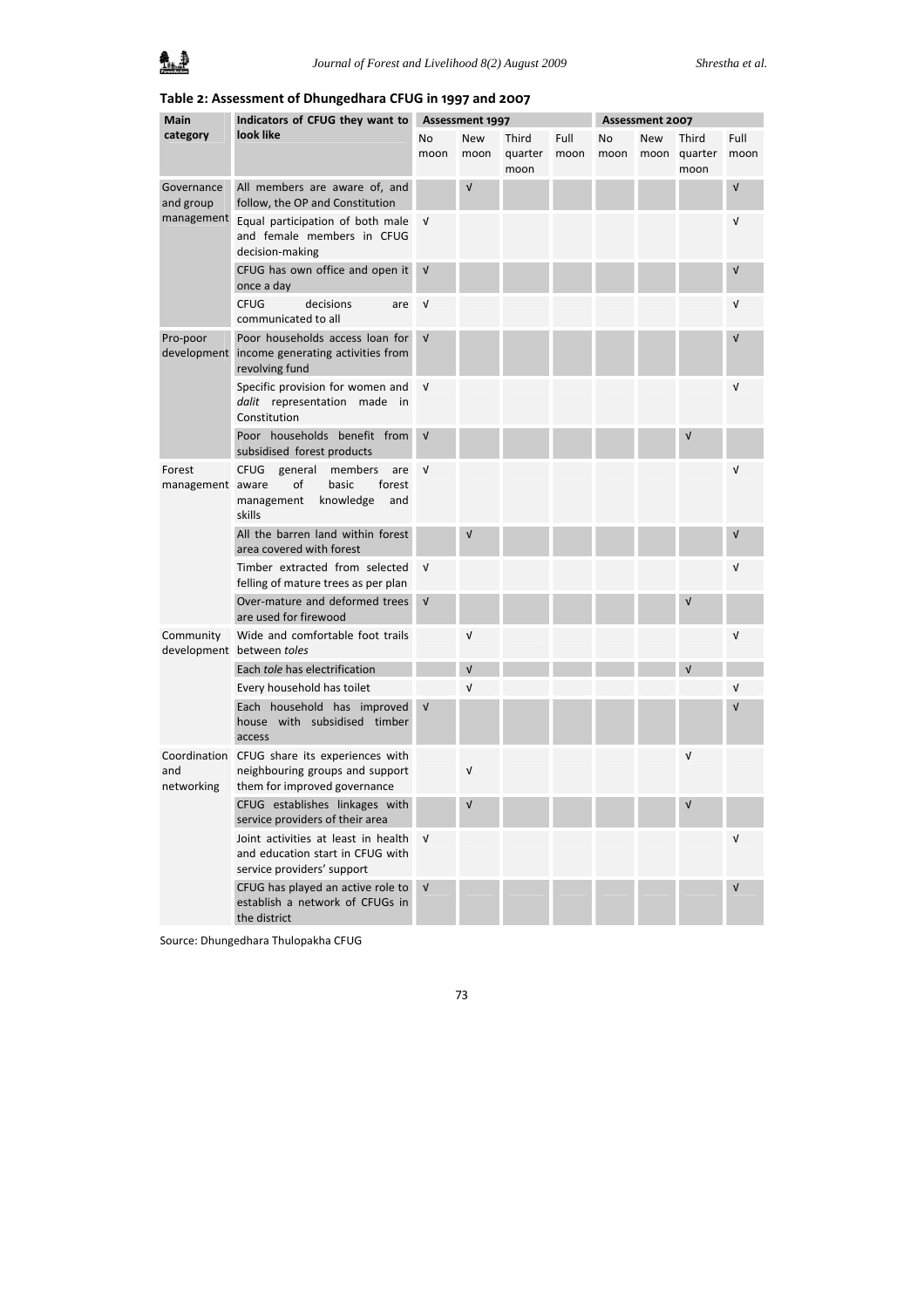**Table 2: Assessment of Dhungedhara CFUG in 1997 and 2007**

| Main category | Indicators of CFUG they want to look like | Assessment 1997 | | | | Assessment 2007 | | | |
|---|---|---|---|---|---|---|---|---|---|
| | | No moon | New moon | Third quarter moon | Full moon | No moon | New moon | Third quarter moon | Full moon |
| Governance and group management | All members are aware of, and follow, the OP and Constitution | | √ | | | | | | √ |
| | Equal participation of both male and female members in CFUG decision-making | √ | | | | | | | √ |
| | CFUG has own office and open it once a day | √ | | | | | | | √ |
| | CFUG decisions are communicated to all | √ | | | | | | | √ |
| Pro-poor development | Poor households access loan for income generating activities from revolving fund | √ | | | | | | | √ |
| | Specific provision for women and *dalit* representation made in Constitution | √ | | | | | | | √ |
| | Poor households benefit from subsidised forest products | √ | | | | | | √ | |
| Forest management | CFUG general members are aware of basic forest management knowledge and skills | √ | | | | | | | √ |
| | All the barren land within forest area covered with forest | | √ | | | | | | √ |
| | Timber extracted from selected felling of mature trees as per plan | √ | | | | | | | √ |
| | Over-mature and deformed trees are used for firewood | √ | | | | | | √ | |
| Community development | Wide and comfortable foot trails between *toles* | | √ | | | | | | √ |
| | Each *tole* has electrification | | √ | | | | | √ | |
| | Every household has toilet | | √ | | | | | | √ |
| | Each household has improved house with subsidised timber access | √ | | | | | | | √ |
| Coordination and networking | CFUG share its experiences with neighbouring groups and support them for improved governance | | √ | | | | | √ | |
| | CFUG establishes linkages with service providers of their area | | √ | | | | | √ | |
| | Joint activities at least in health and education start in CFUG with service providers' support | √ | | | | | | | √ |
| | CFUG has played an active role to establish a network of CFUGs in the district | √ | | | | | | | √ |

Source: Dhungedhara Thulopakha CFUG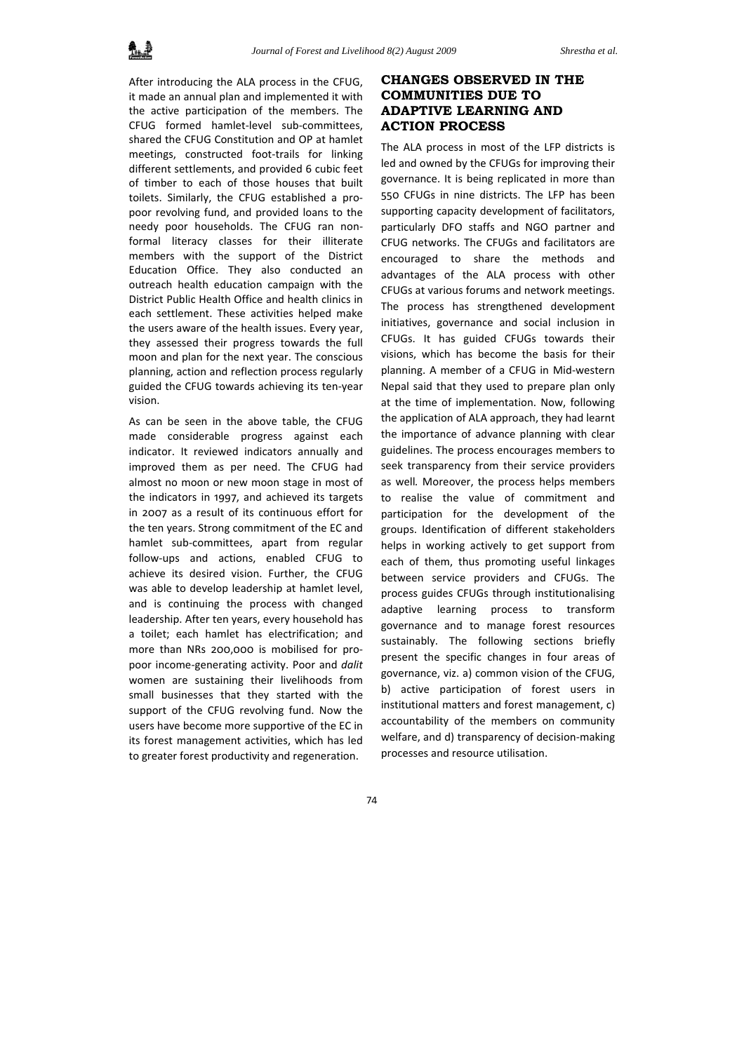After introducing the ALA process in the CFUG, it made an annual plan and implemented it with the active participation of the members. The CFUG formed hamlet-level sub-committees, shared the CFUG Constitution and OP at hamlet meetings, constructed foot-trails for linking different settlements, and provided 6 cubic feet of timber to each of those houses that built toilets. Similarly, the CFUG established a pro-poor revolving fund, and provided loans to the needy poor households. The CFUG ran non-formal literacy classes for their illiterate members with the support of the District Education Office. They also conducted an outreach health education campaign with the District Public Health Office and health clinics in each settlement. These activities helped make the users aware of the health issues. Every year, they assessed their progress towards the full moon and plan for the next year. The conscious planning, action and reflection process regularly guided the CFUG towards achieving its ten-year vision.

As can be seen in the above table, the CFUG made considerable progress against each indicator. It reviewed indicators annually and improved them as per need. The CFUG had almost no moon or new moon stage in most of the indicators in 1997, and achieved its targets in 2007 as a result of its continuous effort for the ten years. Strong commitment of the EC and hamlet sub-committees, apart from regular follow-ups and actions, enabled CFUG to achieve its desired vision. Further, the CFUG was able to develop leadership at hamlet level, and is continuing the process with changed leadership. After ten years, every household has a toilet; each hamlet has electrification; and more than NRs 200,000 is mobilised for pro-poor income-generating activity. Poor and *dalit* women are sustaining their livelihoods from small businesses that they started with the support of the CFUG revolving fund. Now the users have become more supportive of the EC in its forest management activities, which has led to greater forest productivity and regeneration.

## CHANGES OBSERVED IN THE COMMUNITIES DUE TO ADAPTIVE LEARNING AND ACTION PROCESS

The ALA process in most of the LFP districts is led and owned by the CFUGs for improving their governance. It is being replicated in more than 550 CFUGs in nine districts. The LFP has been supporting capacity development of facilitators, particularly DFO staffs and NGO partner and CFUG networks. The CFUGs and facilitators are encouraged to share the methods and advantages of the ALA process with other CFUGs at various forums and network meetings. The process has strengthened development initiatives, governance and social inclusion in CFUGs. It has guided CFUGs towards their visions, which has become the basis for their planning. A member of a CFUG in Mid-western Nepal said that they used to prepare plan only at the time of implementation. Now, following the application of ALA approach, they had learnt the importance of advance planning with clear guidelines. The process encourages members to seek transparency from their service providers as well. Moreover, the process helps members to realise the value of commitment and participation for the development of the groups. Identification of different stakeholders helps in working actively to get support from each of them, thus promoting useful linkages between service providers and CFUGs. The process guides CFUGs through institutionalising adaptive learning process to transform governance and to manage forest resources sustainably. The following sections briefly present the specific changes in four areas of governance, viz. a) common vision of the CFUG, b) active participation of forest users in institutional matters and forest management, c) accountability of the members on community welfare, and d) transparency of decision-making processes and resource utilisation.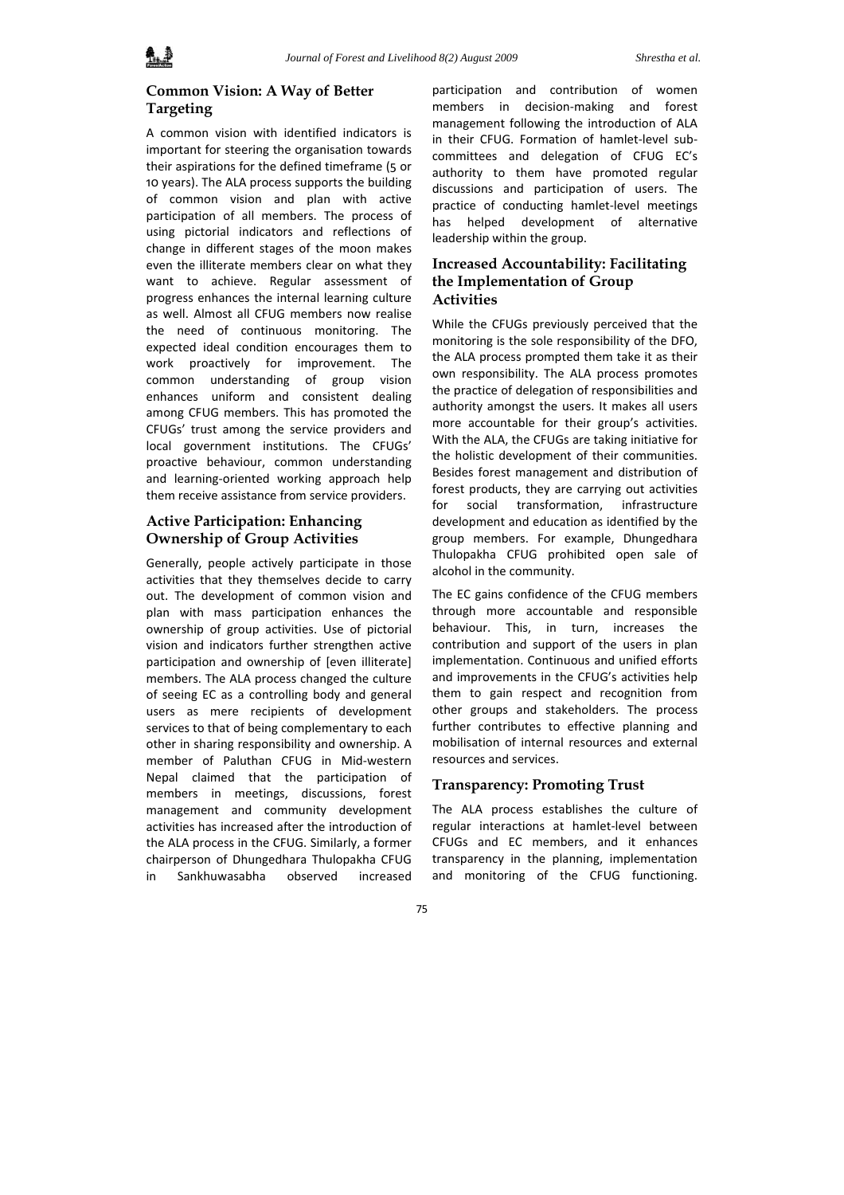## Common Vision: A Way of Better Targeting

A common vision with identified indicators is important for steering the organisation towards their aspirations for the defined timeframe (5 or 10 years). The ALA process supports the building of common vision and plan with active participation of all members. The process of using pictorial indicators and reflections of change in different stages of the moon makes even the illiterate members clear on what they want to achieve. Regular assessment of progress enhances the internal learning culture as well. Almost all CFUG members now realise the need of continuous monitoring. The expected ideal condition encourages them to work proactively for improvement. The common understanding of group vision enhances uniform and consistent dealing among CFUG members. This has promoted the CFUGs' trust among the service providers and local government institutions. The CFUGs' proactive behaviour, common understanding and learning-oriented working approach help them receive assistance from service providers.

## Active Participation: Enhancing Ownership of Group Activities

Generally, people actively participate in those activities that they themselves decide to carry out. The development of common vision and plan with mass participation enhances the ownership of group activities. Use of pictorial vision and indicators further strengthen active participation and ownership of [even illiterate] members. The ALA process changed the culture of seeing EC as a controlling body and general users as mere recipients of development services to that of being complementary to each other in sharing responsibility and ownership. A member of Paluthan CFUG in Mid-western Nepal claimed that the participation of members in meetings, discussions, forest management and community development activities has increased after the introduction of the ALA process in the CFUG. Similarly, a former chairperson of Dhungedhara Thulopakha CFUG in Sankhuwasabha observed increased participation and contribution of women members in decision-making and forest management following the introduction of ALA in their CFUG. Formation of hamlet-level sub-committees and delegation of CFUG EC's authority to them have promoted regular discussions and participation of users. The practice of conducting hamlet-level meetings has helped development of alternative leadership within the group.

## Increased Accountability: Facilitating the Implementation of Group Activities

While the CFUGs previously perceived that the monitoring is the sole responsibility of the DFO, the ALA process prompted them take it as their own responsibility. The ALA process promotes the practice of delegation of responsibilities and authority amongst the users. It makes all users more accountable for their group's activities. With the ALA, the CFUGs are taking initiative for the holistic development of their communities. Besides forest management and distribution of forest products, they are carrying out activities for social transformation, infrastructure development and education as identified by the group members. For example, Dhungedhara Thulopakha CFUG prohibited open sale of alcohol in the community.

The EC gains confidence of the CFUG members through more accountable and responsible behaviour. This, in turn, increases the contribution and support of the users in plan implementation. Continuous and unified efforts and improvements in the CFUG's activities help them to gain respect and recognition from other groups and stakeholders. The process further contributes to effective planning and mobilisation of internal resources and external resources and services.

## Transparency: Promoting Trust

The ALA process establishes the culture of regular interactions at hamlet-level between CFUGs and EC members, and it enhances transparency in the planning, implementation and monitoring of the CFUG functioning.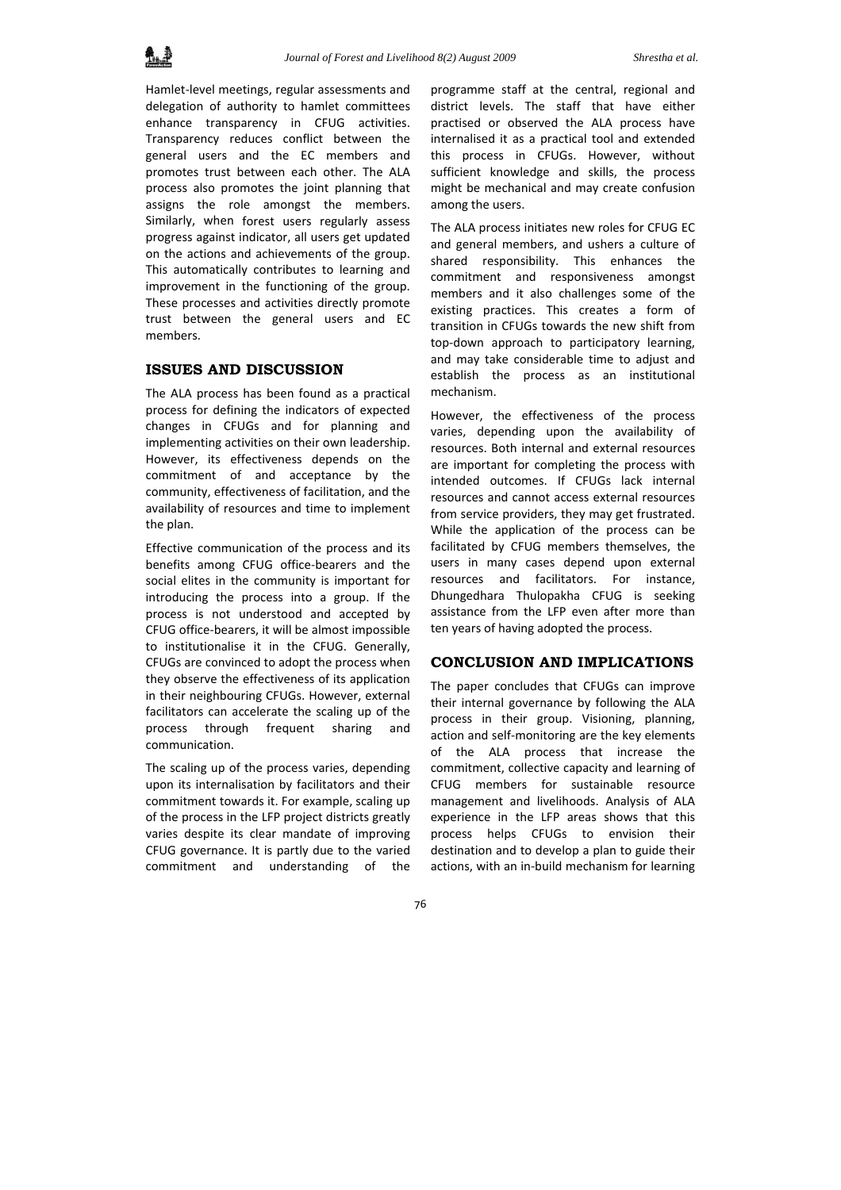Hamlet-level meetings, regular assessments and delegation of authority to hamlet committees enhance transparency in CFUG activities. Transparency reduces conflict between the general users and the EC members and promotes trust between each other. The ALA process also promotes the joint planning that assigns the role amongst the members. Similarly, when forest users regularly assess progress against indicator, all users get updated on the actions and achievements of the group. This automatically contributes to learning and improvement in the functioning of the group. These processes and activities directly promote trust between the general users and EC members.

## ISSUES AND DISCUSSION

The ALA process has been found as a practical process for defining the indicators of expected changes in CFUGs and for planning and implementing activities on their own leadership. However, its effectiveness depends on the commitment of and acceptance by the community, effectiveness of facilitation, and the availability of resources and time to implement the plan.

Effective communication of the process and its benefits among CFUG office-bearers and the social elites in the community is important for introducing the process into a group. If the process is not understood and accepted by CFUG office-bearers, it will be almost impossible to institutionalise it in the CFUG. Generally, CFUGs are convinced to adopt the process when they observe the effectiveness of its application in their neighbouring CFUGs. However, external facilitators can accelerate the scaling up of the process through frequent sharing and communication.

The scaling up of the process varies, depending upon its internalisation by facilitators and their commitment towards it. For example, scaling up of the process in the LFP project districts greatly varies despite its clear mandate of improving CFUG governance. It is partly due to the varied commitment and understanding of the programme staff at the central, regional and district levels. The staff that have either practised or observed the ALA process have internalised it as a practical tool and extended this process in CFUGs. However, without sufficient knowledge and skills, the process might be mechanical and may create confusion among the users.

The ALA process initiates new roles for CFUG EC and general members, and ushers a culture of shared responsibility. This enhances the commitment and responsiveness amongst members and it also challenges some of the existing practices. This creates a form of transition in CFUGs towards the new shift from top-down approach to participatory learning, and may take considerable time to adjust and establish the process as an institutional mechanism.

However, the effectiveness of the process varies, depending upon the availability of resources. Both internal and external resources are important for completing the process with intended outcomes. If CFUGs lack internal resources and cannot access external resources from service providers, they may get frustrated. While the application of the process can be facilitated by CFUG members themselves, the users in many cases depend upon external resources and facilitators. For instance, Dhungedhara Thulopakha CFUG is seeking assistance from the LFP even after more than ten years of having adopted the process.

## CONCLUSION AND IMPLICATIONS

The paper concludes that CFUGs can improve their internal governance by following the ALA process in their group. Visioning, planning, action and self-monitoring are the key elements of the ALA process that increase the commitment, collective capacity and learning of CFUG members for sustainable resource management and livelihoods. Analysis of ALA experience in the LFP areas shows that this process helps CFUGs to envision their destination and to develop a plan to guide their actions, with an in-build mechanism for learning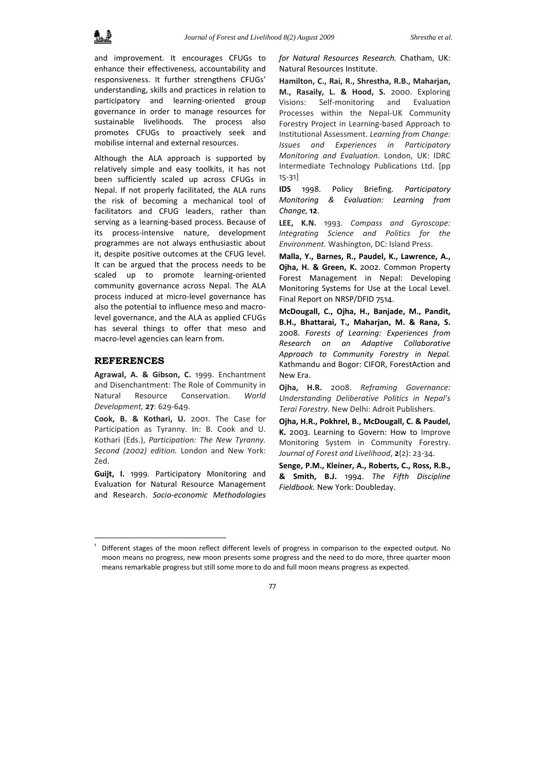and improvement. It encourages CFUGs to enhance their effectiveness, accountability and responsiveness. It further strengthens CFUGs' understanding, skills and practices in relation to participatory and learning-oriented group governance in order to manage resources for sustainable livelihoods. The process also promotes CFUGs to proactively seek and mobilise internal and external resources.

Although the ALA approach is supported by relatively simple and easy toolkits, it has not been sufficiently scaled up across CFUGs in Nepal. If not properly facilitated, the ALA runs the risk of becoming a mechanical tool of facilitators and CFUG leaders, rather than serving as a learning-based process. Because of its process-intensive nature, development programmes are not always enthusiastic about it, despite positive outcomes at the CFUG level. It can be argued that the process needs to be scaled up to promote learning-oriented community governance across Nepal. The ALA process induced at micro-level governance has also the potential to influence meso and macro-level governance, and the ALA as applied CFUGs has several things to offer that meso and macro-level agencies can learn from.

## REFERENCES

**Agrawal, A. & Gibson, C.** 1999. Enchantment and Disenchantment: The Role of Community in Natural Resource Conservation. *World Development,* **27**: 629-649.

**Cook, B. & Kothari, U.** 2001. The Case for Participation as Tyranny. In: B. Cook and U. Kothari (Eds.), *Participation: The New Tyranny. Second (2002) edition.* London and New York: Zed.

**Guijt, I.** 1999. Participatory Monitoring and Evaluation for Natural Resource Management and Research. *Socio-economic Methodologies for Natural Resources Research.* Chatham, UK: Natural Resources Institute.

**Hamilton, C., Rai, R., Shrestha, R.B., Maharjan, M., Rasaily, L. & Hood, S.** 2000. Exploring Visions: Self-monitoring and Evaluation Processes within the Nepal-UK Community Forestry Project in Learning-based Approach to Institutional Assessment. *Learning from Change: Issues and Experiences in Participatory Monitoring and Evaluation*. London, UK: IDRC Intermediate Technology Publications Ltd. [pp 15-31]

**IDS** 1998. Policy Briefing. *Participatory Monitoring & Evaluation: Learning from Change,* **12**.

**LEE, K.N.** 1993. *Compass and Gyroscope: Integrating Science and Politics for the Environment.* Washington, DC: Island Press.

**Malla, Y., Barnes, R., Paudel, K., Lawrence, A., Ojha, H. & Green, K.** 2002. Common Property Forest Management in Nepal: Developing Monitoring Systems for Use at the Local Level. Final Report on NRSP/DFID 7514.

**McDougall, C., Ojha, H., Banjade, M., Pandit, B.H., Bhattarai, T., Maharjan, M. & Rana, S.** 2008. *Forests of Learning: Experiences from Research on an Adaptive Collaborative Approach to Community Forestry in Nepal.* Kathmandu and Bogor: CIFOR, ForestAction and New Era.

**Ojha, H.R.** 2008. *Reframing Governance: Understanding Deliberative Politics in Nepal's Terai Forestry*. New Delhi: Adroit Publishers.

**Ojha, H.R., Pokhrel, B., McDougall, C. & Paudel, K.** 2003. Learning to Govern: How to Improve Monitoring System in Community Forestry. *Journal of Forest and Livelihood*, **2**(2): 23-34.

**Senge, P.M., Kleiner, A., Roberts, C., Ross, R.B., & Smith, B.J.** 1994. *The Fifth Discipline Fieldbook.* New York: Doubleday.

---

[1] Different stages of the moon reflect different levels of progress in comparison to the expected output. No moon means no progress, new moon presents some progress and the need to do more, three quarter moon means remarkable progress but still some more to do and full moon means progress as expected.